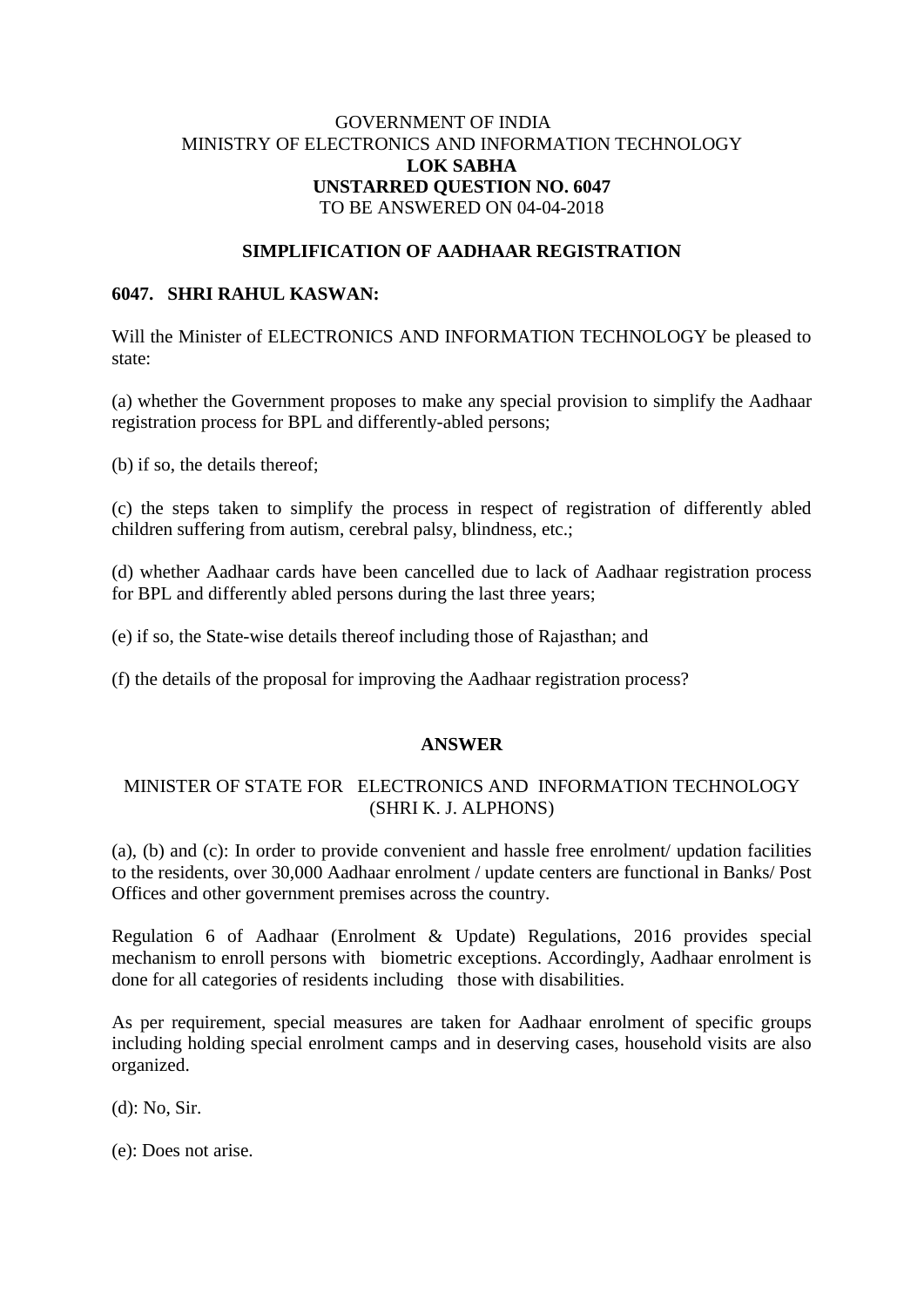GOVERNMENT OF INDIA
MINISTRY OF ELECTRONICS AND INFORMATION TECHNOLOGY
**LOK SABHA**
**UNSTARRED QUESTION NO. 6047**
TO BE ANSWERED ON 04-04-2018

**SIMPLIFICATION OF AADHAAR REGISTRATION**

**6047. SHRI RAHUL KASWAN:**

Will the Minister of ELECTRONICS AND INFORMATION TECHNOLOGY be pleased to state:

(a) whether the Government proposes to make any special provision to simplify the Aadhaar registration process for BPL and differently-abled persons;

(b) if so, the details thereof;

(c) the steps taken to simplify the process in respect of registration of differently abled children suffering from autism, cerebral palsy, blindness, etc.;

(d) whether Aadhaar cards have been cancelled due to lack of Aadhaar registration process for BPL and differently abled persons during the last three years;

(e) if so, the State-wise details thereof including those of Rajasthan; and

(f) the details of the proposal for improving the Aadhaar registration process?

**ANSWER**

MINISTER OF STATE FOR ELECTRONICS AND INFORMATION TECHNOLOGY
(SHRI K. J. ALPHONS)

(a), (b) and (c): In order to provide convenient and hassle free enrolment/ updation facilities to the residents, over 30,000 Aadhaar enrolment / update centers are functional in Banks/ Post Offices and other government premises across the country.

Regulation 6 of Aadhaar (Enrolment & Update) Regulations, 2016 provides special mechanism to enroll persons with biometric exceptions. Accordingly, Aadhaar enrolment is done for all categories of residents including those with disabilities.

As per requirement, special measures are taken for Aadhaar enrolment of specific groups including holding special enrolment camps and in deserving cases, household visits are also organized.

(d): No, Sir.

(e): Does not arise.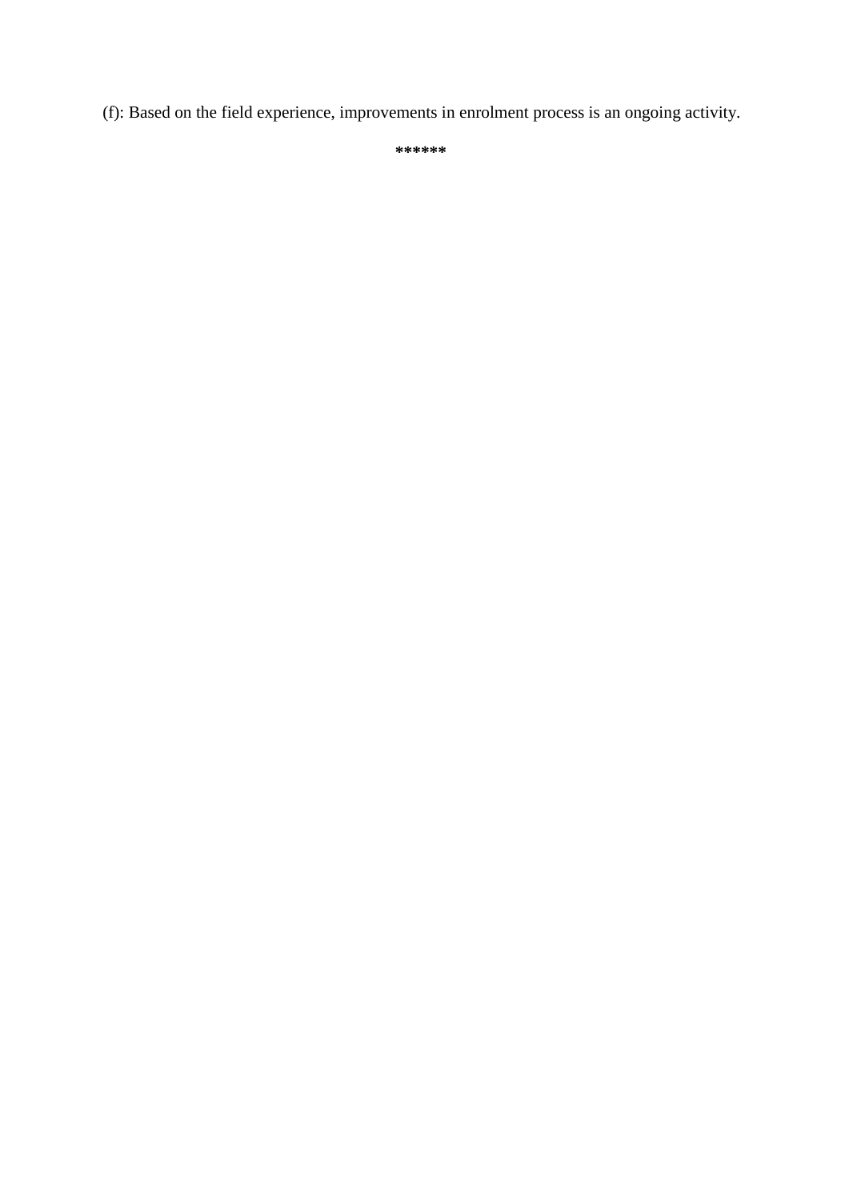(f): Based on the field experience, improvements in enrolment process is an ongoing activity.

******